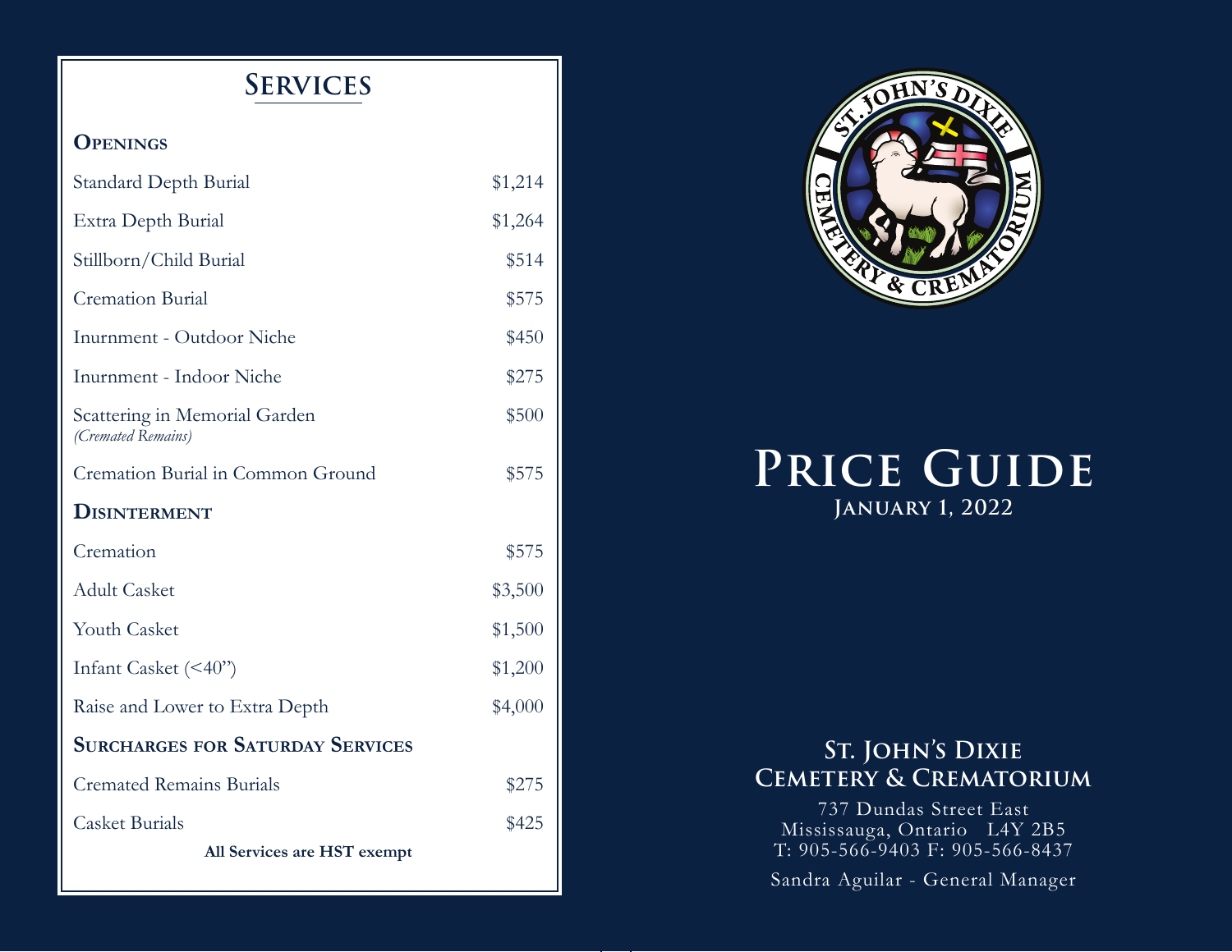# Services

## Openings

| Service | Price |
|---|---|
| Standard Depth Burial | $1,214 |
| Extra Depth Burial | $1,264 |
| Stillborn/Child Burial | $514 |
| Cremation Burial | $575 |
| Inurnment - Outdoor Niche | $450 |
| Inurnment - Indoor Niche | $275 |
| Scattering in Memorial Garden *(Cremated Remains)* | $500 |
| Cremation Burial in Common Ground | $575 |

## Disinterment

| Service | Price |
|---|---|
| Cremation | $575 |
| Adult Casket | $3,500 |
| Youth Casket | $1,500 |
| Infant Casket (<40") | $1,200 |
| Raise and Lower to Extra Depth | $4,000 |

## Surcharges for Saturday Services

| Service | Price |
|---|---|
| Cremated Remains Burials | $275 |
| Casket Burials | $425 |

**All Services are HST exempt**

# Price Guide

**January 1, 2022**

## St. John's Dixie Cemetery & Crematorium

737 Dundas Street East
Mississauga, Ontario L4Y 2B5
T: 905-566-9403 F: 905-566-8437

Sandra Aguilar - General Manager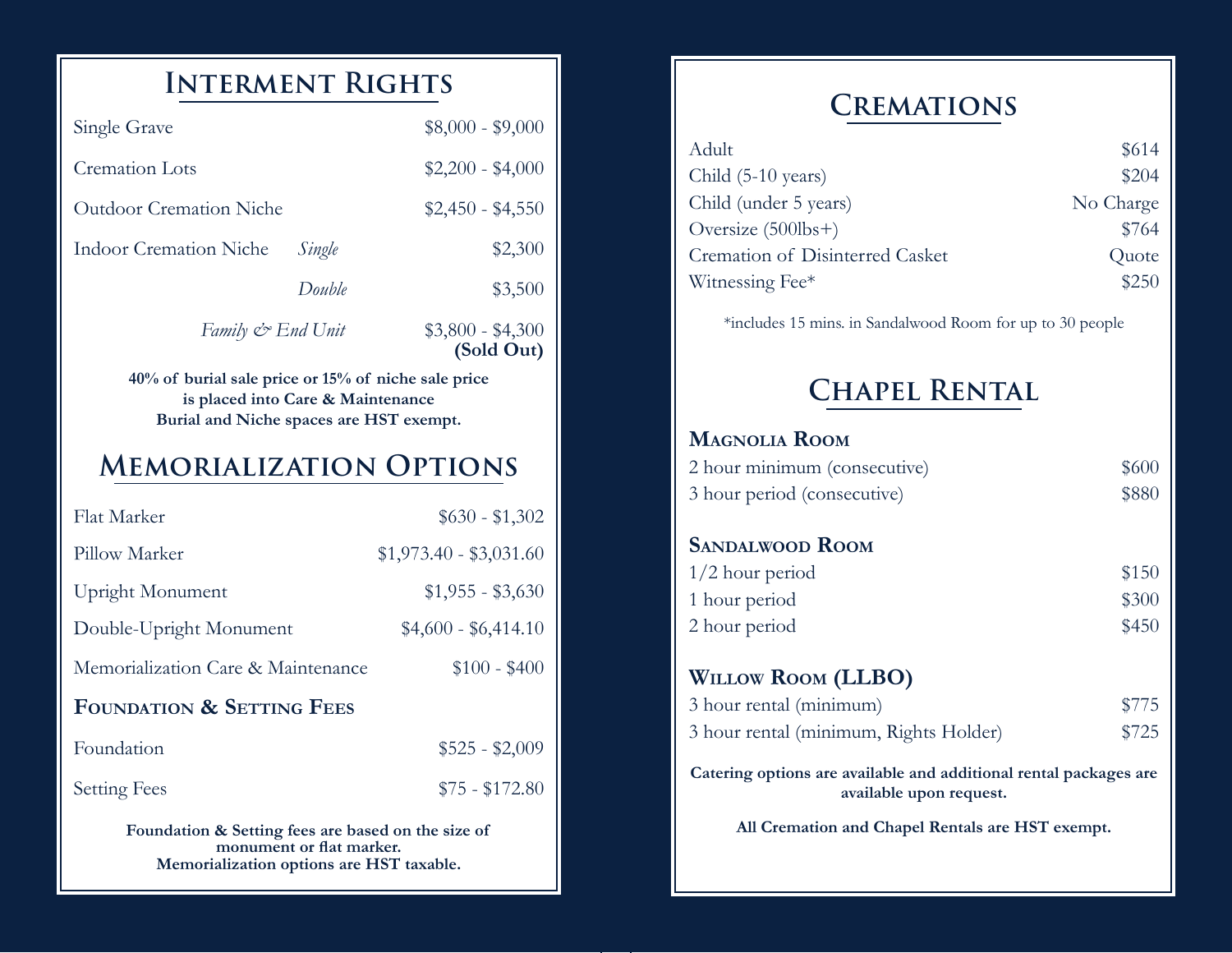## Interment Rights

| | | |
|---|---|---|
| Single Grave | | $8,000 - $9,000 |
| Cremation Lots | | $2,200 - $4,000 |
| Outdoor Cremation Niche | | $2,450 - $4,550 |
| Indoor Cremation Niche | *Single* | $2,300 |
| | *Double* | $3,500 |
| | *Family & End Unit* | $3,800 - $4,300 **(Sold Out)** |

**40% of burial sale price or 15% of niche sale price is placed into Care & Maintenance**
**Burial and Niche spaces are HST exempt.**

## Memorialization Options

| | |
|---|---|
| Flat Marker | $630 - $1,302 |
| Pillow Marker | $1,973.40 - $3,031.60 |
| Upright Monument | $1,955 - $3,630 |
| Double-Upright Monument | $4,600 - $6,414.10 |
| Memorialization Care & Maintenance | $100 - $400 |

### Foundation & Setting Fees

| | |
|---|---|
| Foundation | $525 - $2,009 |
| Setting Fees | $75 - $172.80 |

**Foundation & Setting fees are based on the size of monument or flat marker.**
**Memorialization options are HST taxable.**

## Cremations

| | |
|---|---|
| Adult | $614 |
| Child (5-10 years) | $204 |
| Child (under 5 years) | No Charge |
| Oversize (500lbs+) | $764 |
| Cremation of Disinterred Casket | Quote |
| Witnessing Fee* | $250 |

*includes 15 mins. in Sandalwood Room for up to 30 people

## Chapel Rental

### Magnolia Room

| | |
|---|---|
| 2 hour minimum (consecutive) | $600 |
| 3 hour period (consecutive) | $880 |

### Sandalwood Room

| | |
|---|---|
| 1/2 hour period | $150 |
| 1 hour period | $300 |
| 2 hour period | $450 |

### Willow Room (LLBO)

| | |
|---|---|
| 3 hour rental (minimum) | $775 |
| 3 hour rental (minimum, Rights Holder) | $725 |

**Catering options are available and additional rental packages are available upon request.**

**All Cremation and Chapel Rentals are HST exempt.**